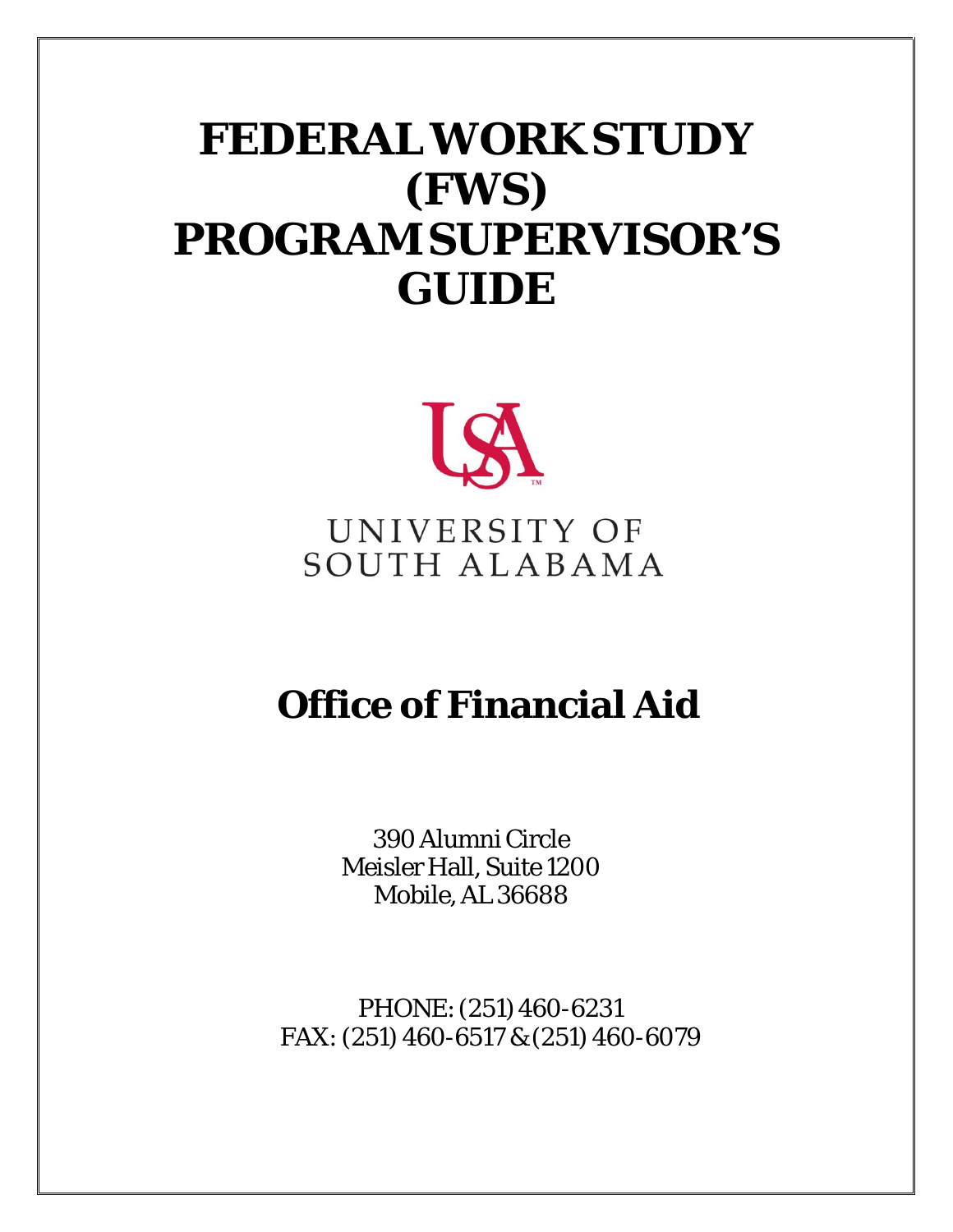# FEDERAL WORK STUDY (FWS) PROGRAM SUPERVISOR'S GUIDE

UNIVERSITY OF SOUTH ALABAMA

## Office of Financial Aid

390 Alumni Circle
Meisler Hall, Suite 1200
Mobile, AL 36688

PHONE: (251) 460-6231
FAX: (251) 460-6517 & (251) 460-6079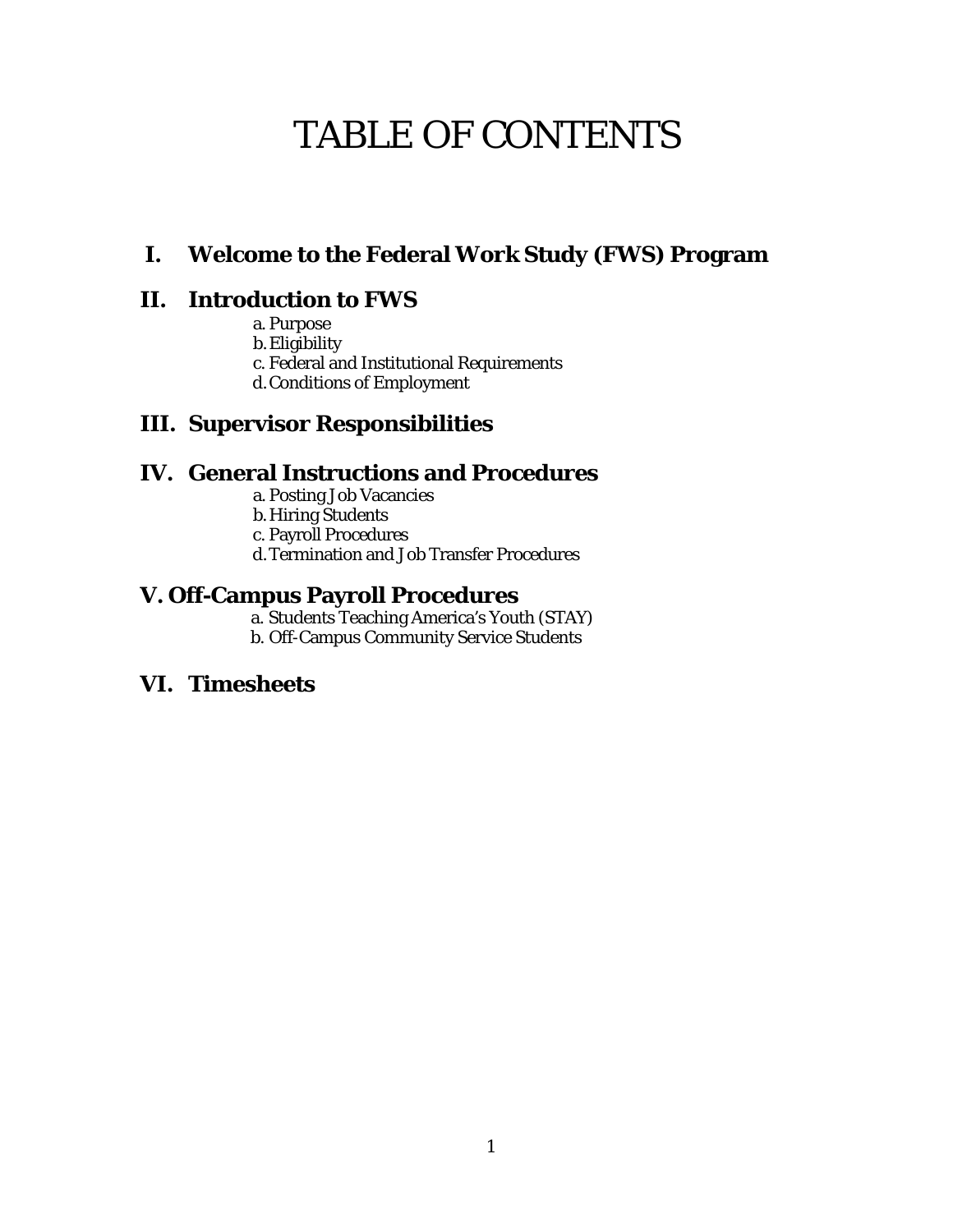# TABLE OF CONTENTS

## I. Welcome to the Federal Work Study (FWS) Program

## II. Introduction to FWS

a. Purpose
b. Eligibility
c. Federal and Institutional Requirements
d. Conditions of Employment

## III. Supervisor Responsibilities

## IV. General Instructions and Procedures

a. Posting Job Vacancies
b. Hiring Students
c. Payroll Procedures
d. Termination and Job Transfer Procedures

## V. Off-Campus Payroll Procedures

a. Students Teaching America's Youth (STAY)
b. Off-Campus Community Service Students

## VI. Timesheets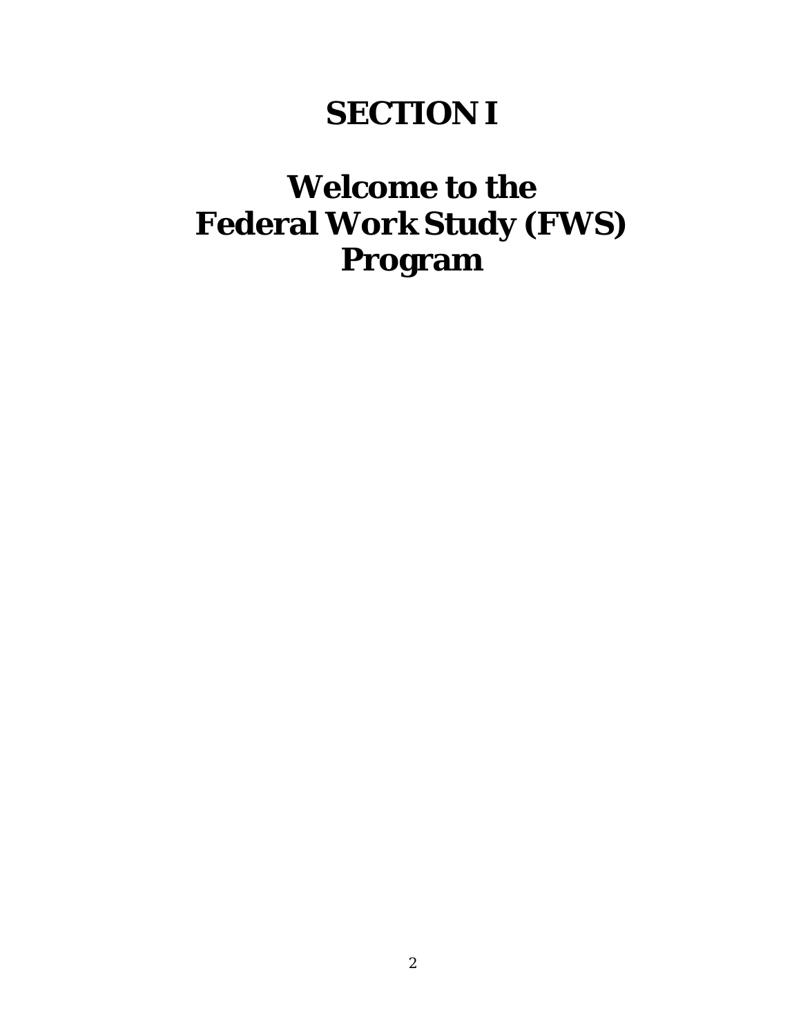# SECTION I

# Welcome to the Federal Work Study (FWS) Program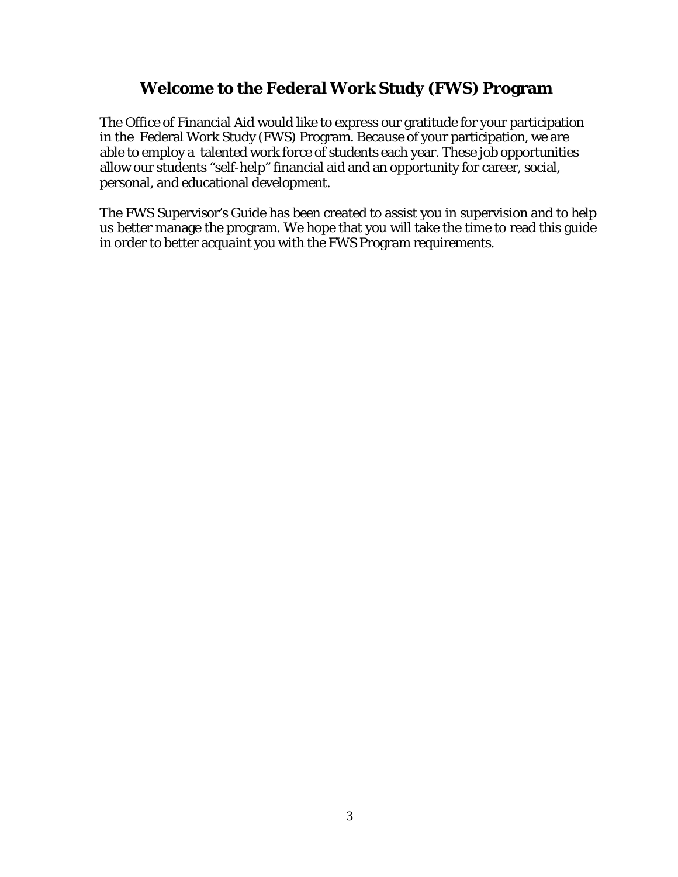# Welcome to the Federal Work Study (FWS) Program

The Office of Financial Aid would like to express our gratitude for your participation in the Federal Work Study (FWS) Program. Because of your participation, we are able to employ a talented work force of students each year. These job opportunities allow our students "self-help" financial aid and an opportunity for career, social, personal, and educational development.

The FWS Supervisor's Guide has been created to assist you in supervision and to help us better manage the program. We hope that you will take the time to read this guide in order to better acquaint you with the FWS Program requirements.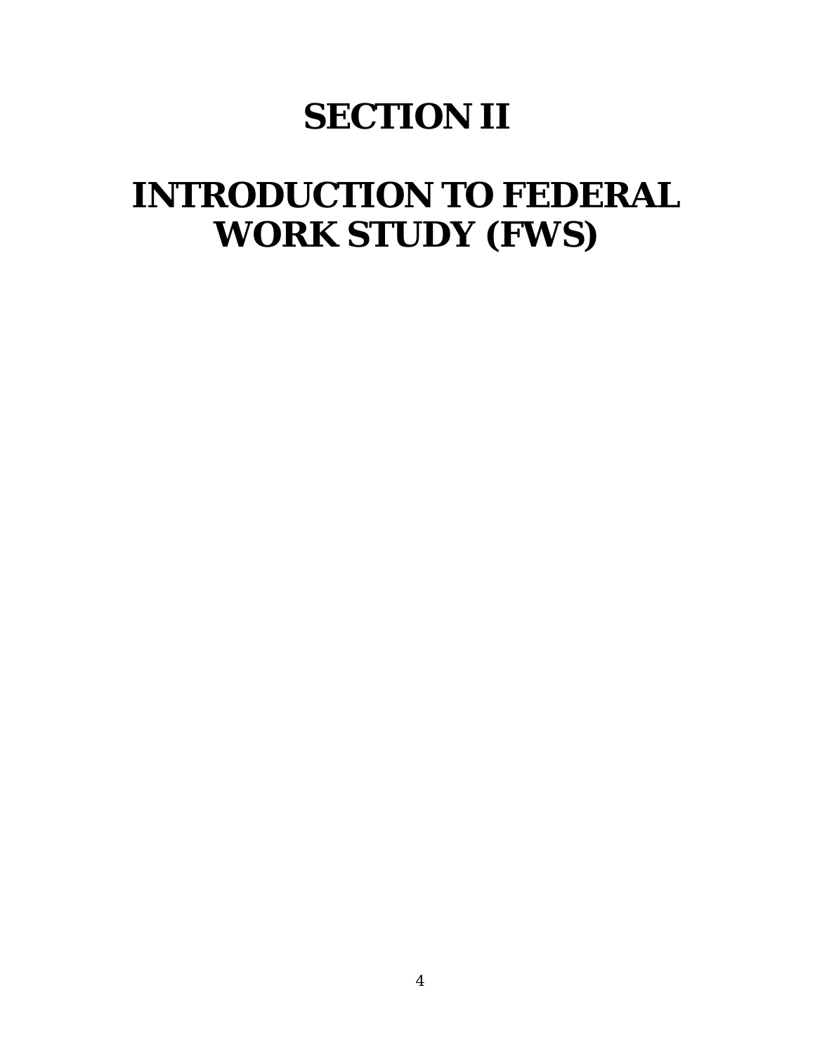# SECTION II

# INTRODUCTION TO FEDERAL WORK STUDY (FWS)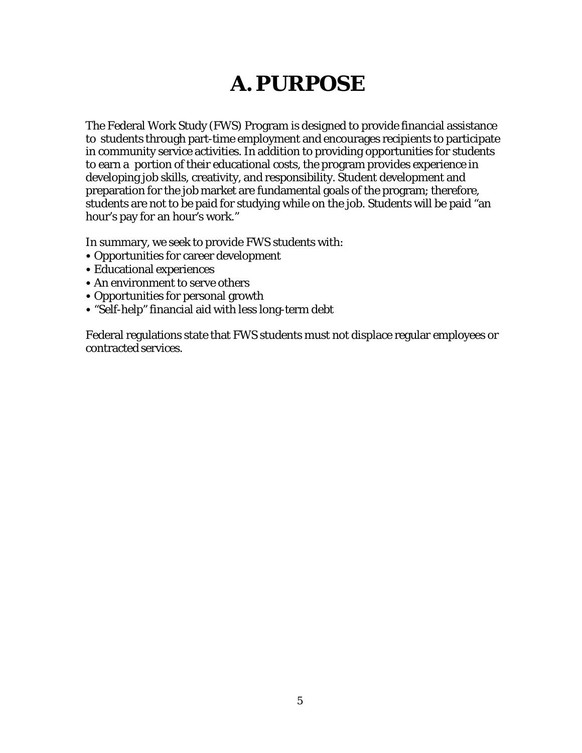# A. PURPOSE

The Federal Work Study (FWS) Program is designed to provide financial assistance to students through part-time employment and encourages recipients to participate in community service activities. In addition to providing opportunities for students to earn a portion of their educational costs, the program provides experience in developing job skills, creativity, and responsibility. Student development and preparation for the job market are fundamental goals of the program; therefore, students are not to be paid for studying while on the job. Students will be paid "an hour's pay for an hour's work."

In summary, we seek to provide FWS students with:

- Opportunities for career development
- Educational experiences
- An environment to serve others
- Opportunities for personal growth
- "Self-help" financial aid with less long-term debt

Federal regulations state that FWS students must not displace regular employees or contracted services.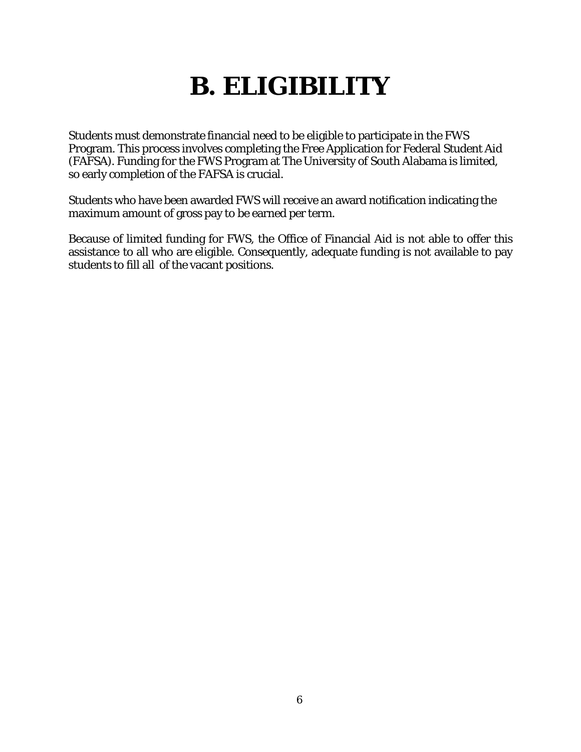# B. ELIGIBILITY

Students must demonstrate financial need to be eligible to participate in the FWS Program. This process involves completing the Free Application for Federal Student Aid (FAFSA). Funding for the FWS Program at The University of South Alabama is limited, so early completion of the FAFSA is crucial.

Students who have been awarded FWS will receive an award notification indicating the maximum amount of gross pay to be earned per term.

Because of limited funding for FWS, the Office of Financial Aid is not able to offer this assistance to all who are eligible. Consequently, adequate funding is not available to pay students to fill all of the vacant positions.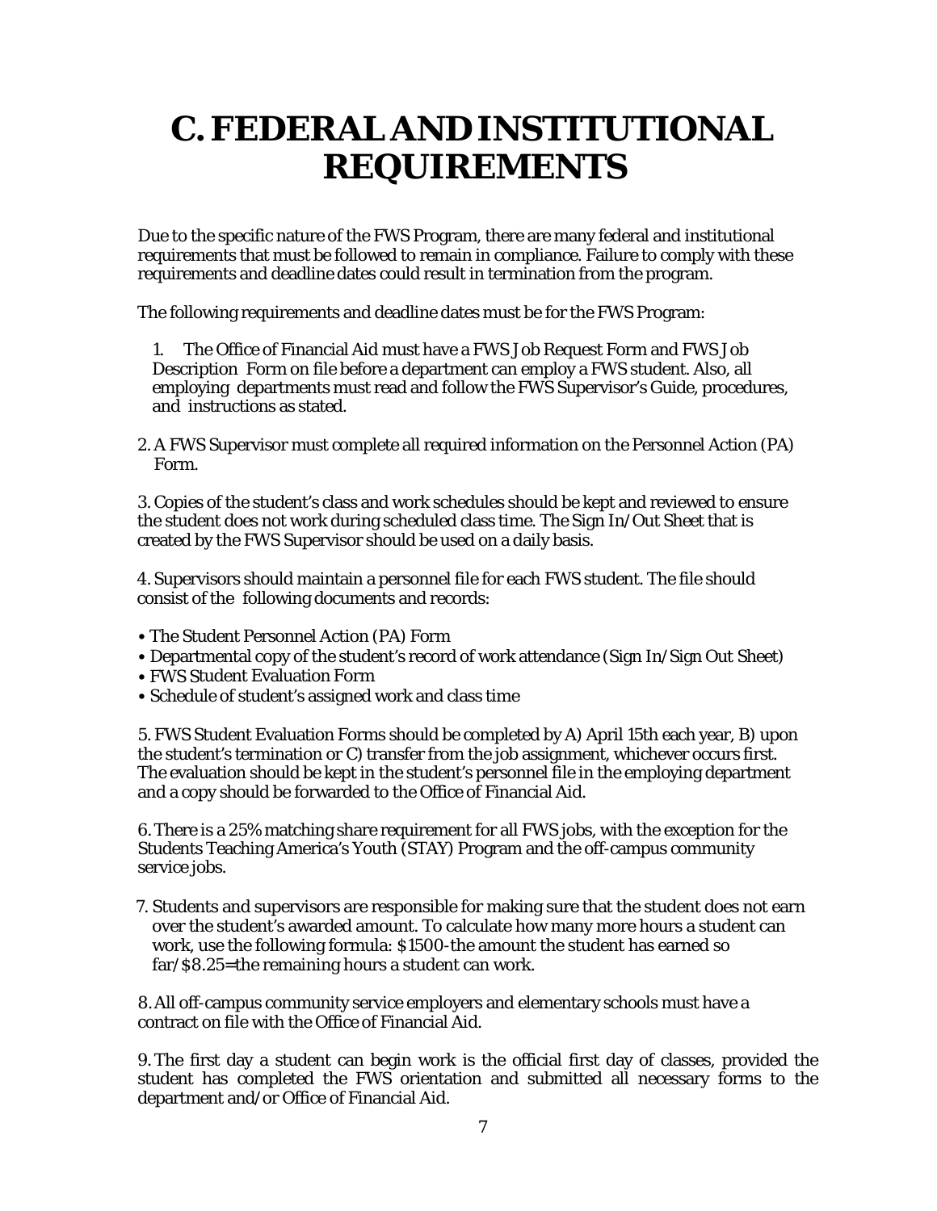# C. FEDERAL AND INSTITUTIONAL REQUIREMENTS

Due to the specific nature of the FWS Program, there are many federal and institutional requirements that must be followed to remain in compliance. Failure to comply with these requirements and deadline dates could result in termination from the program.

The following requirements and deadline dates must be for the FWS Program:

1. The Office of Financial Aid must have a FWS Job Request Form and FWS Job Description Form on file before a department can employ a FWS student. Also, all employing departments must read and follow the FWS Supervisor's Guide, procedures, and instructions as stated.

2. A FWS Supervisor must complete all required information on the Personnel Action (PA) Form.

3. Copies of the student's class and work schedules should be kept and reviewed to ensure the student does not work during scheduled class time. The Sign In/Out Sheet that is created by the FWS Supervisor should be used on a daily basis.

4. Supervisors should maintain a personnel file for each FWS student. The file should consist of the following documents and records:

- The Student Personnel Action (PA) Form
- Departmental copy of the student's record of work attendance (Sign In/Sign Out Sheet)
- FWS Student Evaluation Form
- Schedule of student's assigned work and class time

5. FWS Student Evaluation Forms should be completed by A) April 15th each year, B) upon the student's termination or C) transfer from the job assignment, whichever occurs first. The evaluation should be kept in the student's personnel file in the employing department and a copy should be forwarded to the Office of Financial Aid.

6. There is a 25% matching share requirement for all FWS jobs, with the exception for the Students Teaching America's Youth (STAY) Program and the off-campus community service jobs.

7. Students and supervisors are responsible for making sure that the student does not earn over the student's awarded amount. To calculate how many more hours a student can work, use the following formula: $1500-the amount the student has earned so far/$8.25=the remaining hours a student can work.

8. All off-campus community service employers and elementary schools must have a contract on file with the Office of Financial Aid.

9. The first day a student can begin work is the official first day of classes, provided the student has completed the FWS orientation and submitted all necessary forms to the department and/or Office of Financial Aid.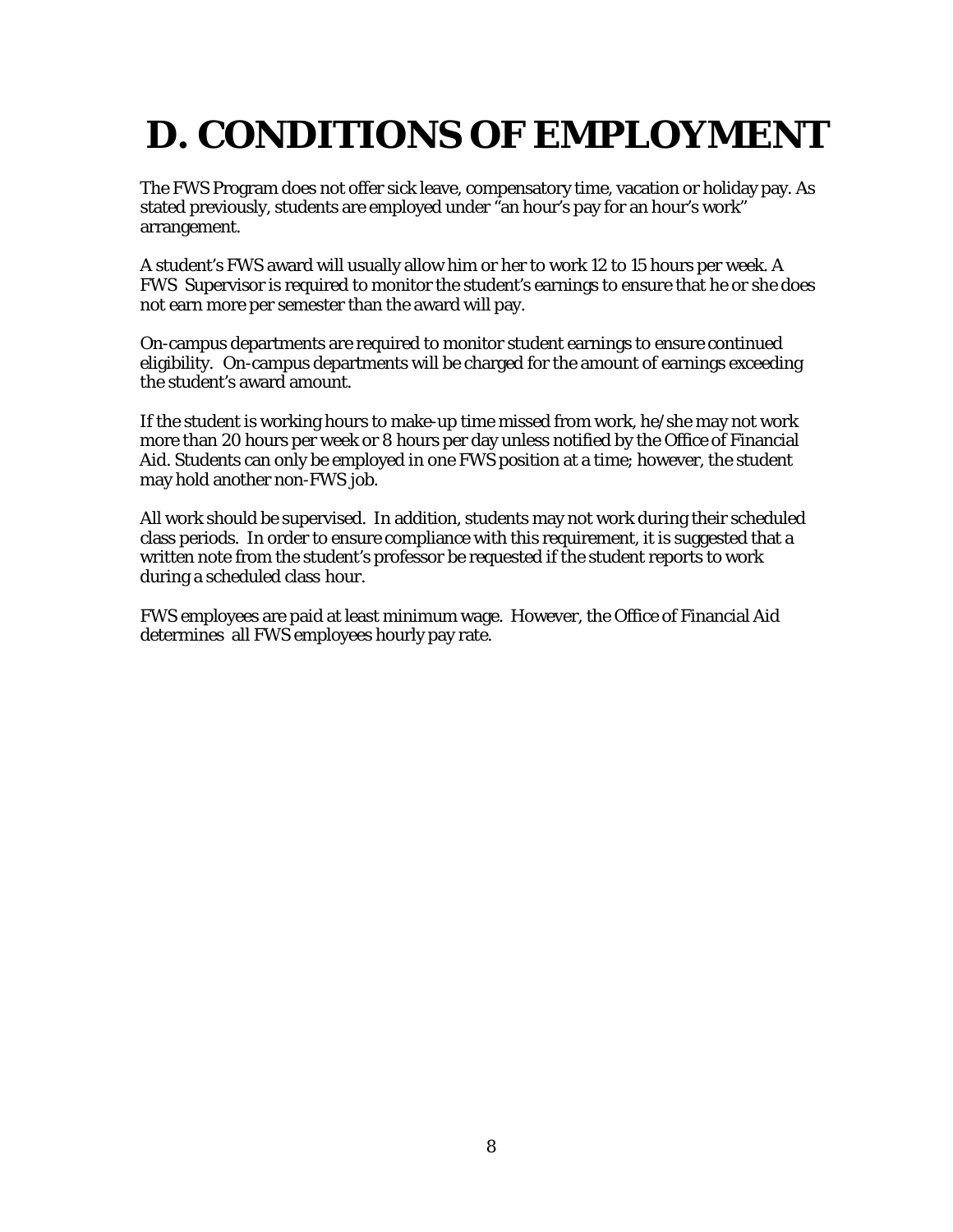# D. CONDITIONS OF EMPLOYMENT

The FWS Program does not offer sick leave, compensatory time, vacation or holiday pay. As stated previously, students are employed under "an hour's pay for an hour's work" arrangement.

A student's FWS award will usually allow him or her to work 12 to 15 hours per week. A FWS Supervisor is required to monitor the student's earnings to ensure that he or she does not earn more per semester than the award will pay.

On-campus departments are required to monitor student earnings to ensure continued eligibility. On-campus departments will be charged for the amount of earnings exceeding the student's award amount.

If the student is working hours to make-up time missed from work, he/she may not work more than 20 hours per week or 8 hours per day unless notified by the Office of Financial Aid. Students can only be employed in one FWS position at a time; however, the student may hold another non-FWS job.

All work should be supervised. In addition, students may not work during their scheduled class periods. In order to ensure compliance with this requirement, it is suggested that a written note from the student's professor be requested if the student reports to work during a scheduled class hour.

FWS employees are paid at least minimum wage. However, the Office of Financial Aid determines all FWS employees hourly pay rate.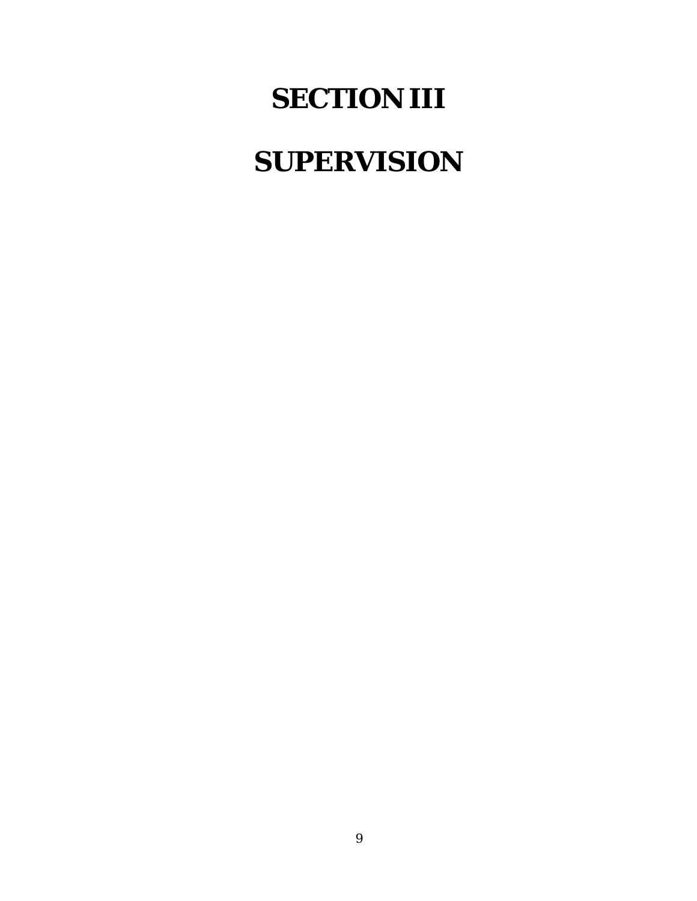# SECTION III

# SUPERVISION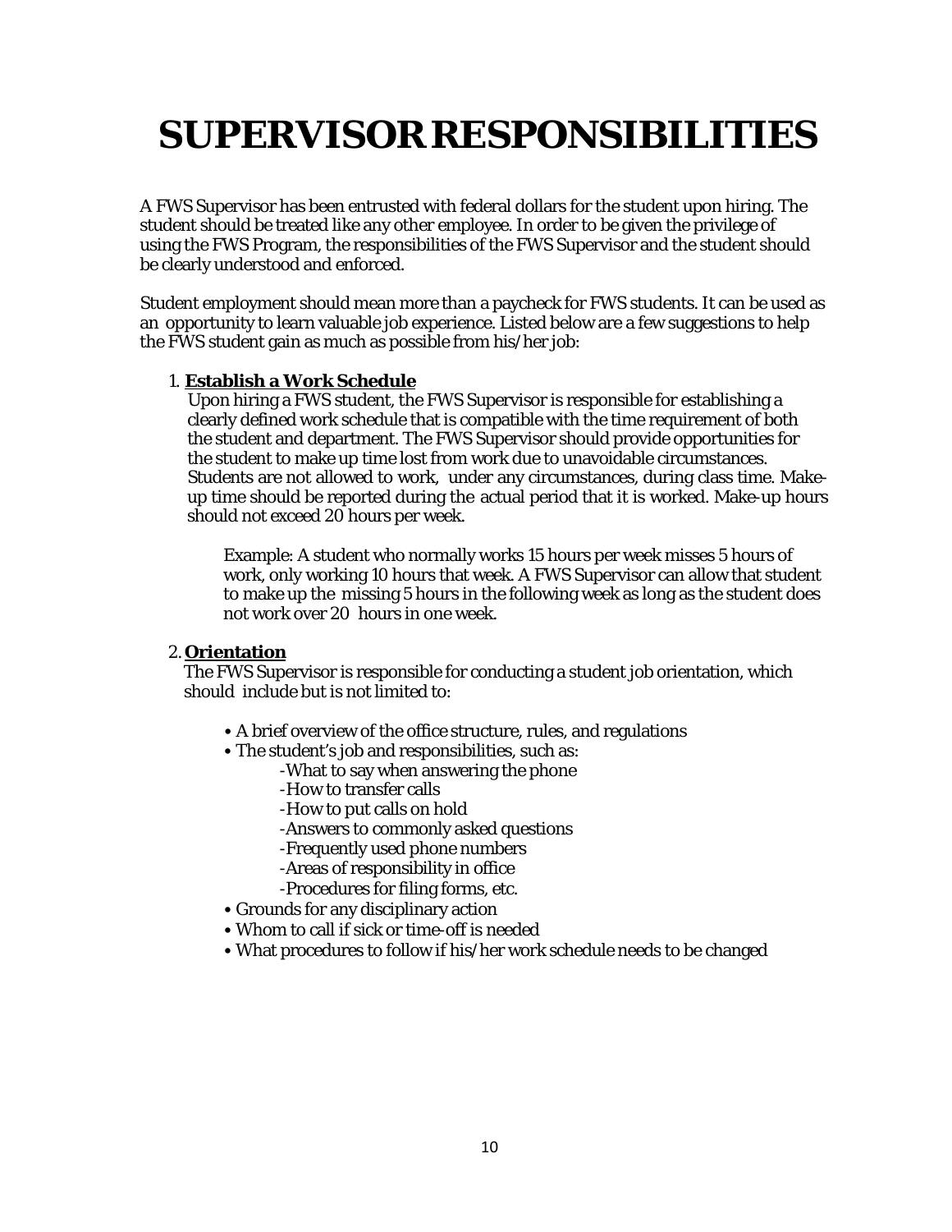# SUPERVISOR RESPONSIBILITIES

A FWS Supervisor has been entrusted with federal dollars for the student upon hiring. The student should be treated like any other employee. In order to be given the privilege of using the FWS Program, the responsibilities of the FWS Supervisor and the student should be clearly understood and enforced.

Student employment should mean more than a paycheck for FWS students. It can be used as an opportunity to learn valuable job experience. Listed below are a few suggestions to help the FWS student gain as much as possible from his/her job:

1. **Establish a Work Schedule**
   Upon hiring a FWS student, the FWS Supervisor is responsible for establishing a clearly defined work schedule that is compatible with the time requirement of both the student and department. The FWS Supervisor should provide opportunities for the student to make up time lost from work due to unavoidable circumstances. Students are not allowed to work, under any circumstances, during class time. Make-up time should be reported during the actual period that it is worked. Make-up hours should not exceed 20 hours per week.

   > Example: A student who normally works 15 hours per week misses 5 hours of work, only working 10 hours that week. A FWS Supervisor can allow that student to make up the missing 5 hours in the following week as long as the student does not work over 20 hours in one week.

2. **Orientation**
   The FWS Supervisor is responsible for conducting a student job orientation, which should include but is not limited to:

   - A brief overview of the office structure, rules, and regulations
   - The student's job and responsibilities, such as:
     - What to say when answering the phone
     - How to transfer calls
     - How to put calls on hold
     - Answers to commonly asked questions
     - Frequently used phone numbers
     - Areas of responsibility in office
     - Procedures for filing forms, etc.
   - Grounds for any disciplinary action
   - Whom to call if sick or time-off is needed
   - What procedures to follow if his/her work schedule needs to be changed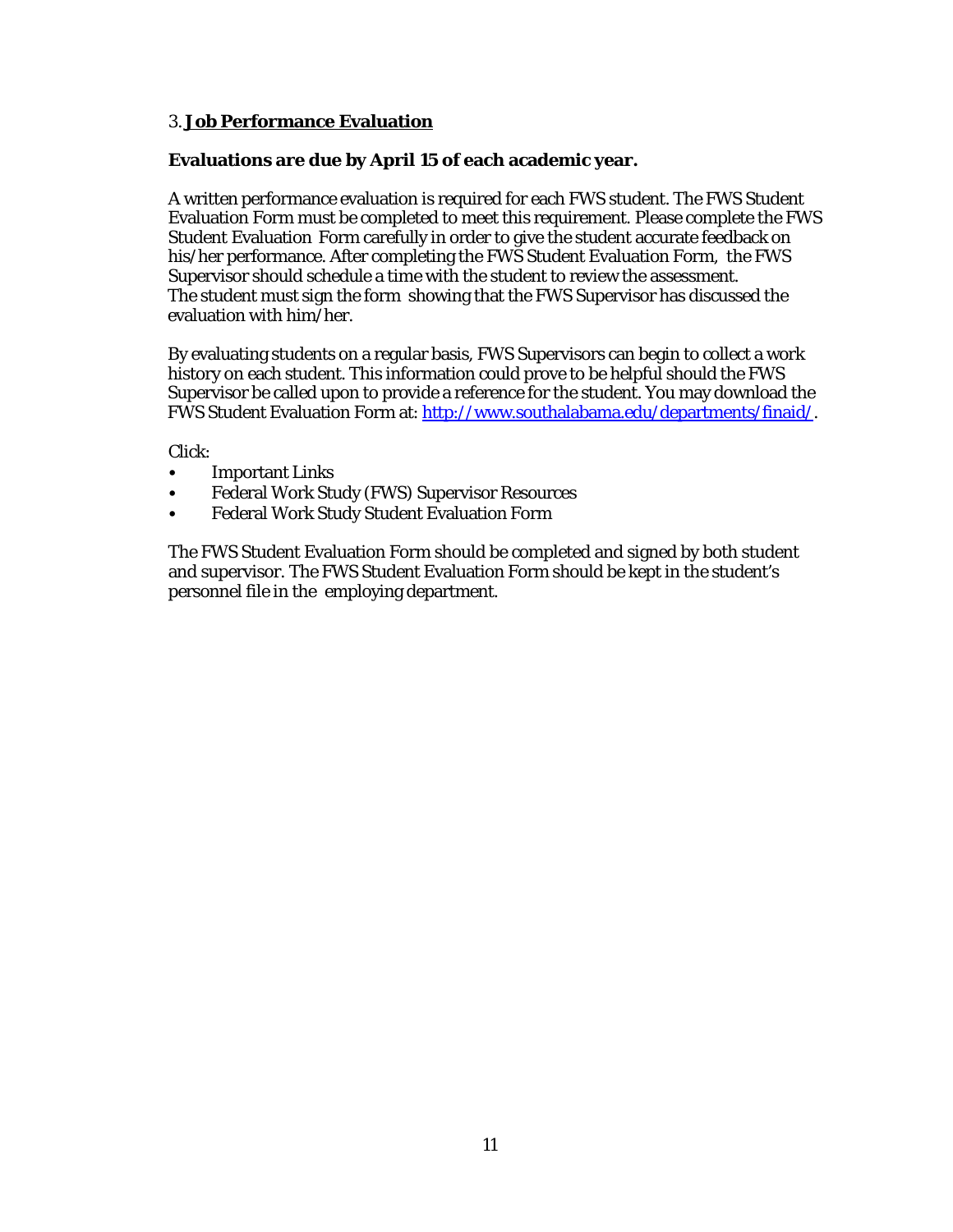## 3. **<u>Job Performance Evaluation</u>**

**Evaluations are due by April 15 of each academic year.**

A written performance evaluation is required for each FWS student. The FWS Student Evaluation Form must be completed to meet this requirement. Please complete the FWS Student Evaluation Form carefully in order to give the student accurate feedback on his/her performance. After completing the FWS Student Evaluation Form, the FWS Supervisor should schedule a time with the student to review the assessment. The student must sign the form showing that the FWS Supervisor has discussed the evaluation with him/her.

By evaluating students on a regular basis, FWS Supervisors can begin to collect a work history on each student. This information could prove to be helpful should the FWS Supervisor be called upon to provide a reference for the student. You may download the FWS Student Evaluation Form at: [http://www.southalabama.edu/departments/finaid/](http://www.southalabama.edu/departments/finaid/).

Click:

- Important Links
- Federal Work Study (FWS) Supervisor Resources
- Federal Work Study Student Evaluation Form

The FWS Student Evaluation Form should be completed and signed by both student and supervisor. The FWS Student Evaluation Form should be kept in the student's personnel file in the employing department.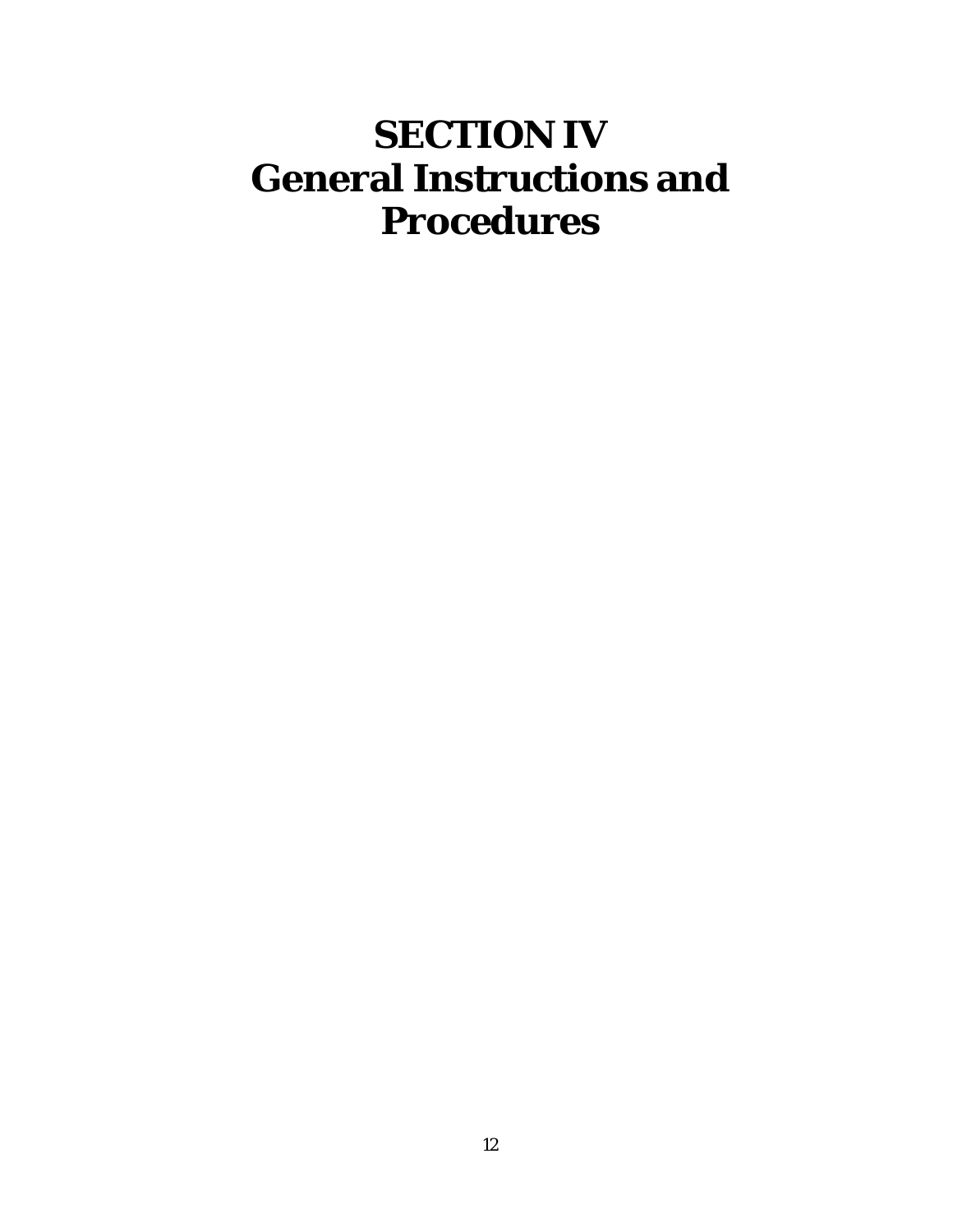# SECTION IV
# General Instructions and Procedures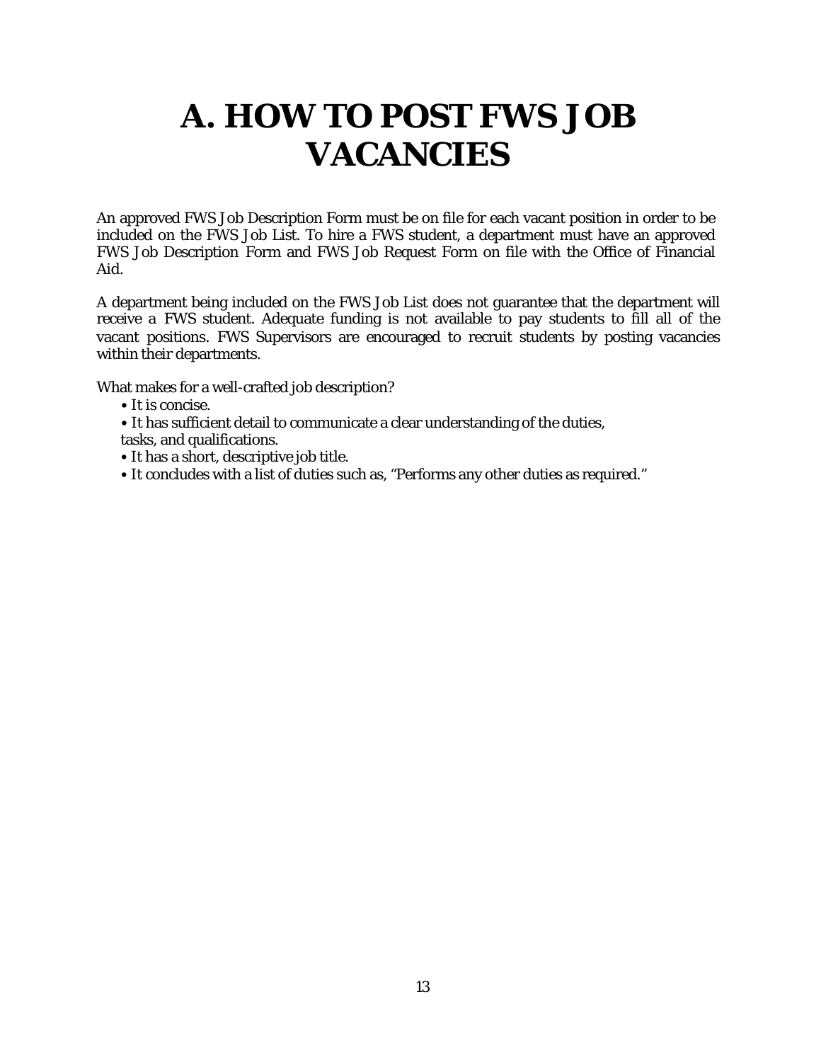# A. HOW TO POST FWS JOB VACANCIES

An approved FWS Job Description Form must be on file for each vacant position in order to be included on the FWS Job List. To hire a FWS student, a department must have an approved FWS Job Description Form and FWS Job Request Form on file with the Office of Financial Aid.

A department being included on the FWS Job List does not guarantee that the department will receive a FWS student. Adequate funding is not available to pay students to fill all of the vacant positions. FWS Supervisors are encouraged to recruit students by posting vacancies within their departments.

What makes for a well-crafted job description?

- It is concise.
- It has sufficient detail to communicate a clear understanding of the duties, tasks, and qualifications.
- It has a short, descriptive job title.
- It concludes with a list of duties such as, "Performs any other duties as required."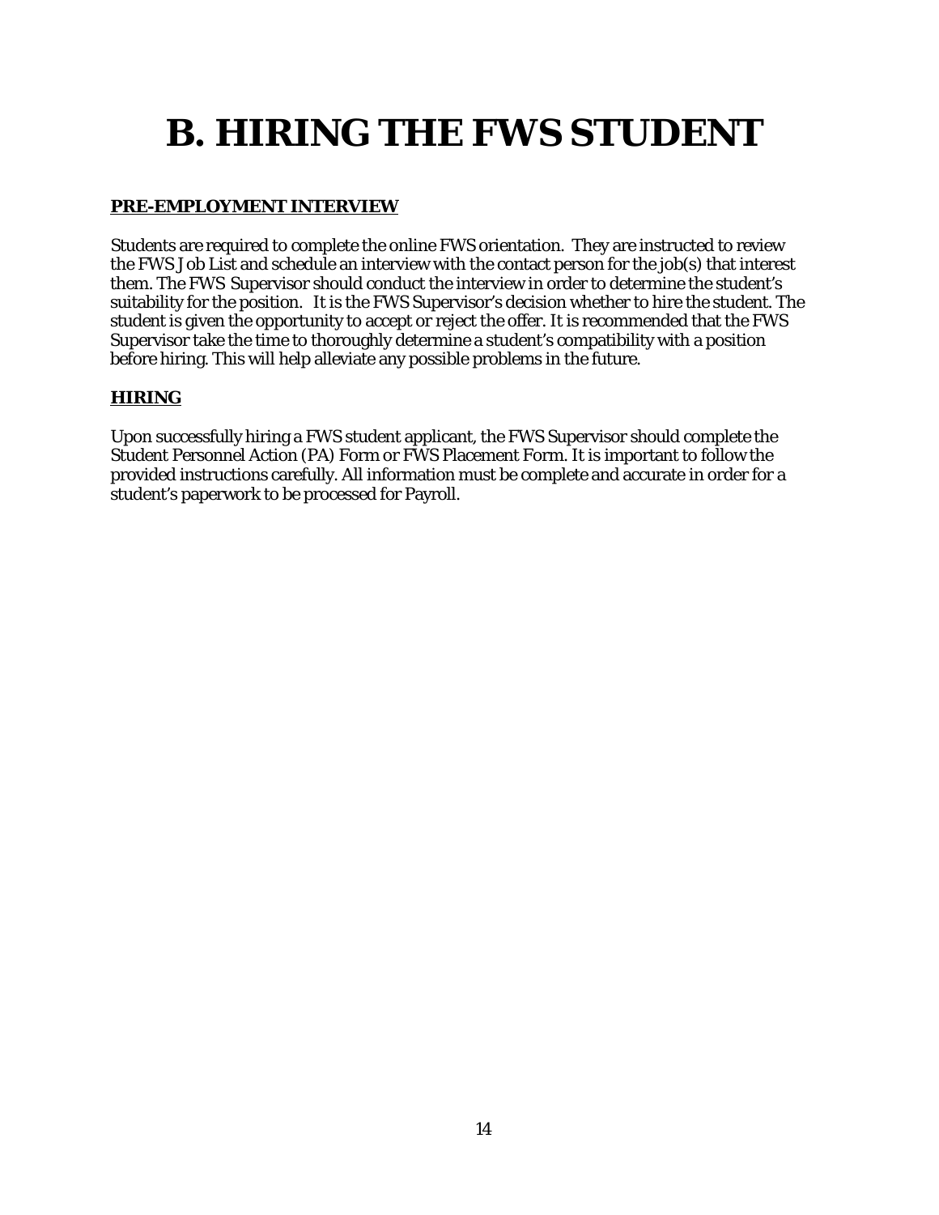# B. HIRING THE FWS STUDENT

**PRE-EMPLOYMENT INTERVIEW**

Students are required to complete the online FWS orientation. They are instructed to review the FWS Job List and schedule an interview with the contact person for the job(s) that interest them. The FWS Supervisor should conduct the interview in order to determine the student's suitability for the position. It is the FWS Supervisor's decision whether to hire the student. The student is given the opportunity to accept or reject the offer. It is recommended that the FWS Supervisor take the time to thoroughly determine a student's compatibility with a position before hiring. This will help alleviate any possible problems in the future.

**HIRING**

Upon successfully hiring a FWS student applicant, the FWS Supervisor should complete the Student Personnel Action (PA) Form or FWS Placement Form. It is important to follow the provided instructions carefully. All information must be complete and accurate in order for a student's paperwork to be processed for Payroll.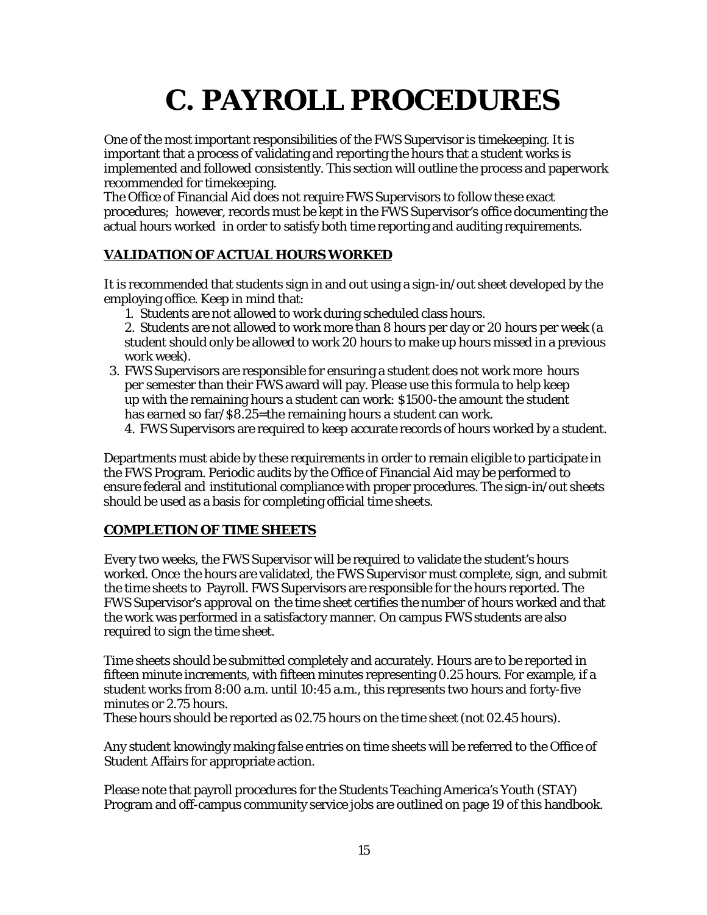# C. PAYROLL PROCEDURES

One of the most important responsibilities of the FWS Supervisor is timekeeping. It is important that a process of validating and reporting the hours that a student works is implemented and followed consistently. This section will outline the process and paperwork recommended for timekeeping.

The Office of Financial Aid does not require FWS Supervisors to follow these exact procedures; however, records must be kept in the FWS Supervisor's office documenting the actual hours worked in order to satisfy both time reporting and auditing requirements.

## VALIDATION OF ACTUAL HOURS WORKED

It is recommended that students sign in and out using a sign-in/out sheet developed by the employing office. Keep in mind that:

1. Students are not allowed to work during scheduled class hours.
2. Students are not allowed to work more than 8 hours per day or 20 hours per week (a student should only be allowed to work 20 hours to make up hours missed in a previous work week).
3. FWS Supervisors are responsible for ensuring a student does not work more hours per semester than their FWS award will pay. Please use this formula to help keep up with the remaining hours a student can work: $1500-the amount the student has earned so far/$8.25=the remaining hours a student can work.
4. FWS Supervisors are required to keep accurate records of hours worked by a student.

Departments must abide by these requirements in order to remain eligible to participate in the FWS Program. Periodic audits by the Office of Financial Aid may be performed to ensure federal and institutional compliance with proper procedures. The sign-in/out sheets should be used as a basis for completing official time sheets.

## COMPLETION OF TIME SHEETS

Every two weeks, the FWS Supervisor will be required to validate the student's hours worked. Once the hours are validated, the FWS Supervisor must complete, sign, and submit the time sheets to Payroll. FWS Supervisors are responsible for the hours reported. The FWS Supervisor's approval on the time sheet certifies the number of hours worked and that the work was performed in a satisfactory manner. On campus FWS students are also required to sign the time sheet.

Time sheets should be submitted completely and accurately. Hours are to be reported in fifteen minute increments, with fifteen minutes representing 0.25 hours. For example, if a student works from 8:00 a.m. until 10:45 a.m., this represents two hours and forty-five minutes or 2.75 hours.

These hours should be reported as 02.75 hours on the time sheet (not 02.45 hours).

Any student knowingly making false entries on time sheets will be referred to the Office of Student Affairs for appropriate action.

Please note that payroll procedures for the Students Teaching America's Youth (STAY) Program and off-campus community service jobs are outlined on page 19 of this handbook.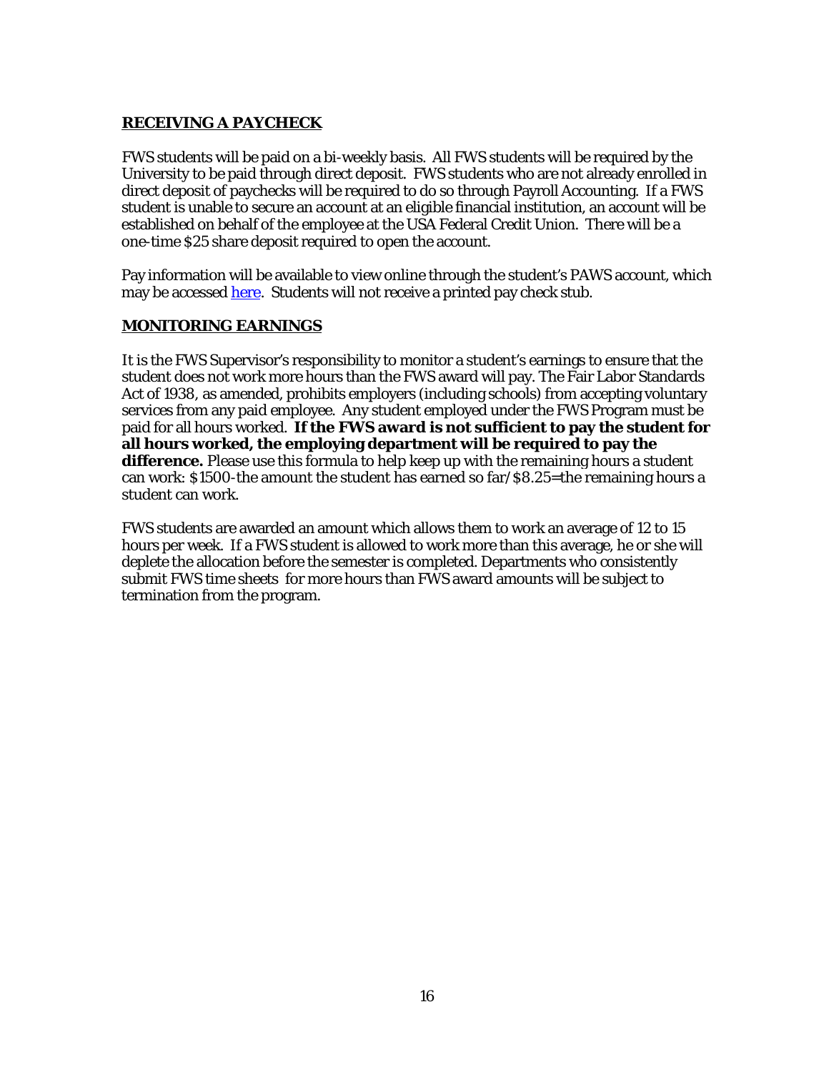## **RECEIVING A PAYCHECK**

FWS students will be paid on a bi-weekly basis. All FWS students will be required by the University to be paid through direct deposit. FWS students who are not already enrolled in direct deposit of paychecks will be required to do so through Payroll Accounting. If a FWS student is unable to secure an account at an eligible financial institution, an account will be established on behalf of the employee at the USA Federal Credit Union. There will be a one-time $25 share deposit required to open the account.

Pay information will be available to view online through the student's PAWS account, which may be accessed here. Students will not receive a printed pay check stub.

## **MONITORING EARNINGS**

It is the FWS Supervisor's responsibility to monitor a student's earnings to ensure that the student does not work more hours than the FWS award will pay. The Fair Labor Standards Act of 1938, as amended, prohibits employers (including schools) from accepting voluntary services from any paid employee. Any student employed under the FWS Program must be paid for all hours worked. **If the FWS award is not sufficient to pay the student for all hours worked, the employing department will be required to pay the difference.** Please use this formula to help keep up with the remaining hours a student can work: $1500-the amount the student has earned so far/$8.25=the remaining hours a student can work.

FWS students are awarded an amount which allows them to work an average of 12 to 15 hours per week. If a FWS student is allowed to work more than this average, he or she will deplete the allocation before the semester is completed. Departments who consistently submit FWS time sheets for more hours than FWS award amounts will be subject to termination from the program.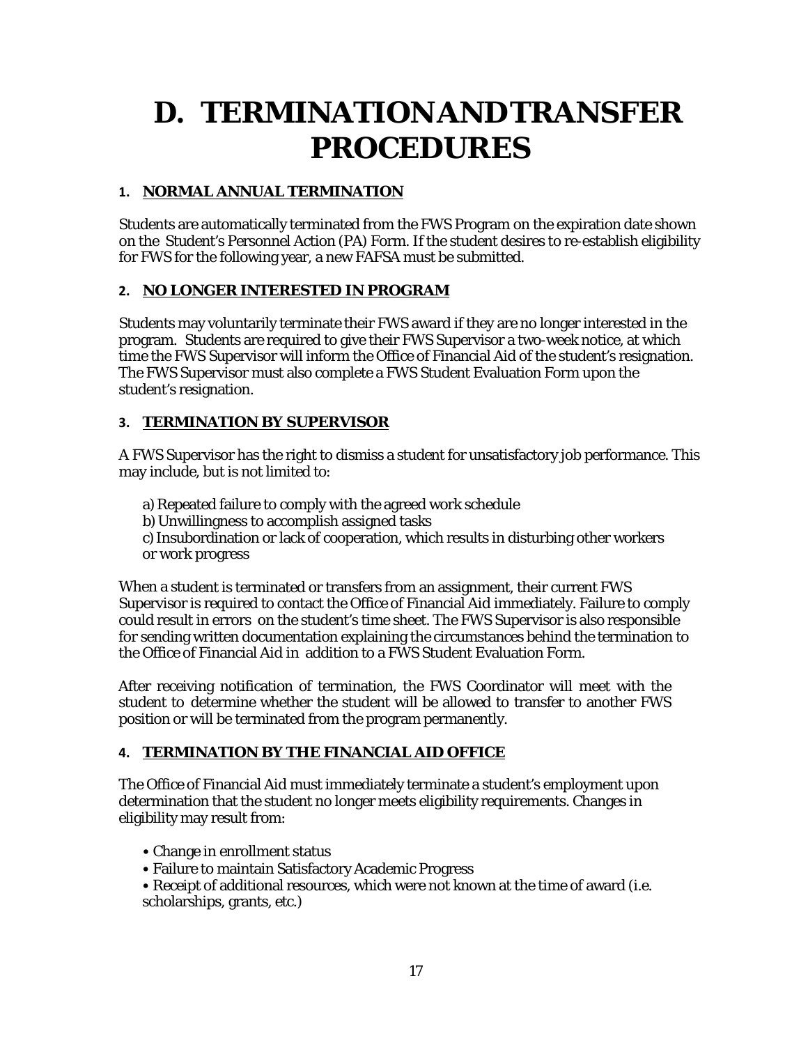# D. TERMINATION AND TRANSFER PROCEDURES

### 1. NORMAL ANNUAL TERMINATION

Students are automatically terminated from the FWS Program on the expiration date shown on the Student's Personnel Action (PA) Form. If the student desires to re-establish eligibility for FWS for the following year, a new FAFSA must be submitted.

### 2. NO LONGER INTERESTED IN PROGRAM

Students may voluntarily terminate their FWS award if they are no longer interested in the program. Students are required to give their FWS Supervisor a two-week notice, at which time the FWS Supervisor will inform the Office of Financial Aid of the student's resignation. The FWS Supervisor must also complete a FWS Student Evaluation Form upon the student's resignation.

### 3. TERMINATION BY SUPERVISOR

A FWS Supervisor has the right to dismiss a student for unsatisfactory job performance. This may include, but is not limited to:

a) Repeated failure to comply with the agreed work schedule
b) Unwillingness to accomplish assigned tasks
c) Insubordination or lack of cooperation, which results in disturbing other workers or work progress

When a student is terminated or transfers from an assignment, their current FWS Supervisor is required to contact the Office of Financial Aid immediately. Failure to comply could result in errors on the student's time sheet. The FWS Supervisor is also responsible for sending written documentation explaining the circumstances behind the termination to the Office of Financial Aid in addition to a FWS Student Evaluation Form.

After receiving notification of termination, the FWS Coordinator will meet with the student to determine whether the student will be allowed to transfer to another FWS position or will be terminated from the program permanently.

### 4. TERMINATION BY THE FINANCIAL AID OFFICE

The Office of Financial Aid must immediately terminate a student's employment upon determination that the student no longer meets eligibility requirements. Changes in eligibility may result from:

- Change in enrollment status
- Failure to maintain Satisfactory Academic Progress
- Receipt of additional resources, which were not known at the time of award (i.e. scholarships, grants, etc.)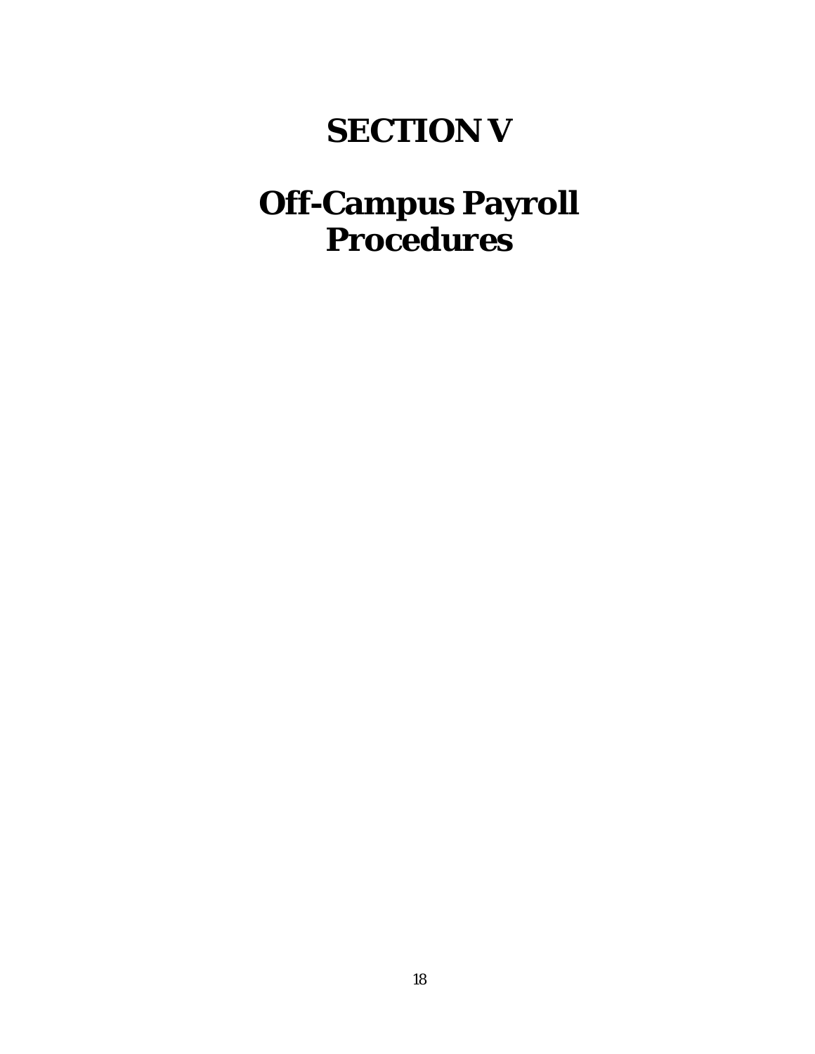# SECTION V

# Off-Campus Payroll Procedures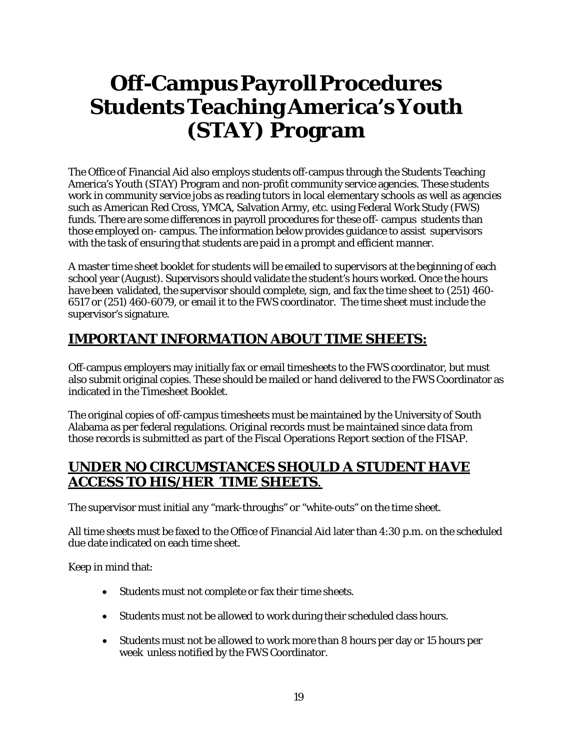# Off-Campus Payroll Procedures Students Teaching America's Youth (STAY) Program

The Office of Financial Aid also employs students off-campus through the Students Teaching America's Youth (STAY) Program and non-profit community service agencies. These students work in community service jobs as reading tutors in local elementary schools as well as agencies such as American Red Cross, YMCA, Salvation Army, etc. using Federal Work Study (FWS) funds. There are some differences in payroll procedures for these off- campus students than those employed on- campus. The information below provides guidance to assist supervisors with the task of ensuring that students are paid in a prompt and efficient manner.

A master time sheet booklet for students will be emailed to supervisors at the beginning of each school year (August). Supervisors should validate the student's hours worked. Once the hours have been validated, the supervisor should complete, sign, and fax the time sheet to (251) 460-6517 or (251) 460-6079, or email it to the FWS coordinator. The time sheet must include the supervisor's signature.

## IMPORTANT INFORMATION ABOUT TIME SHEETS:

Off-campus employers may initially fax or email timesheets to the FWS coordinator, but must also submit original copies. These should be mailed or hand delivered to the FWS Coordinator as indicated in the Timesheet Booklet.

The original copies of off-campus timesheets must be maintained by the University of South Alabama as per federal regulations. Original records must be maintained since data from those records is submitted as part of the Fiscal Operations Report section of the FISAP.

## UNDER NO CIRCUMSTANCES SHOULD A STUDENT HAVE ACCESS TO HIS/HER TIME SHEETS.

The supervisor must initial any "mark-throughs" or "white-outs" on the time sheet.

All time sheets must be faxed to the Office of Financial Aid later than 4:30 p.m. on the scheduled due date indicated on each time sheet.

Keep in mind that:

- Students must not complete or fax their time sheets.
- Students must not be allowed to work during their scheduled class hours.
- Students must not be allowed to work more than 8 hours per day or 15 hours per week unless notified by the FWS Coordinator.